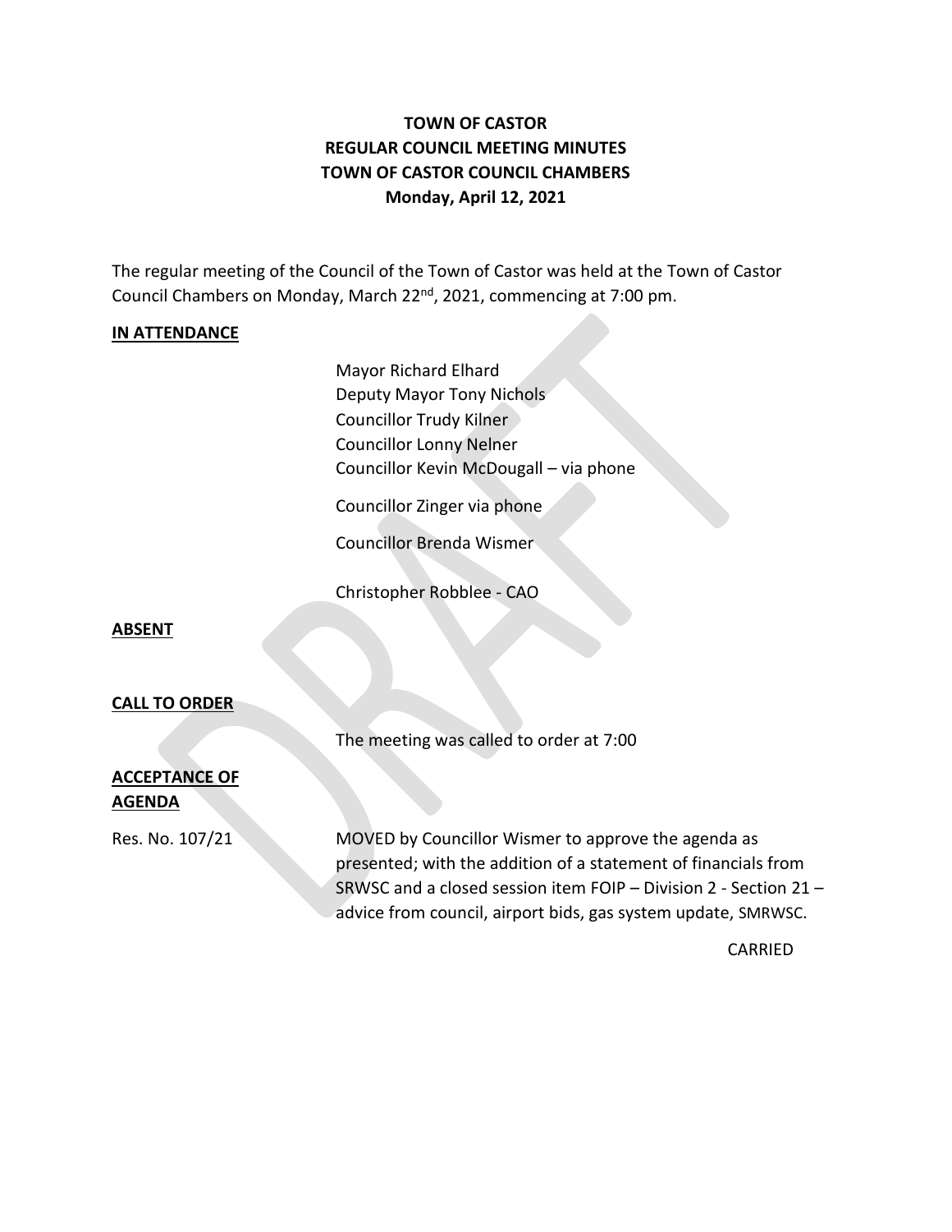**TOWN OF CASTOR**
**REGULAR COUNCIL MEETING MINUTES**
**TOWN OF CASTOR COUNCIL CHAMBERS**
**Monday, April 12, 2021**

The regular meeting of the Council of the Town of Castor was held at the Town of Castor Council Chambers on Monday, March 22nd, 2021, commencing at 7:00 pm.

**IN ATTENDANCE**

Mayor Richard Elhard
Deputy Mayor Tony Nichols
Councillor Trudy Kilner
Councillor Lonny Nelner
Councillor Kevin McDougall – via phone

Councillor Zinger via phone

Councillor Brenda Wismer

Christopher Robblee - CAO

**ABSENT**

**CALL TO ORDER**

The meeting was called to order at 7:00

**ACCEPTANCE OF AGENDA**

Res. No. 107/21

MOVED by Councillor Wismer to approve the agenda as presented; with the addition of a statement of financials from SRWSC and a closed session item FOIP – Division 2 - Section 21 – advice from council, airport bids, gas system update, SMRWSC.

CARRIED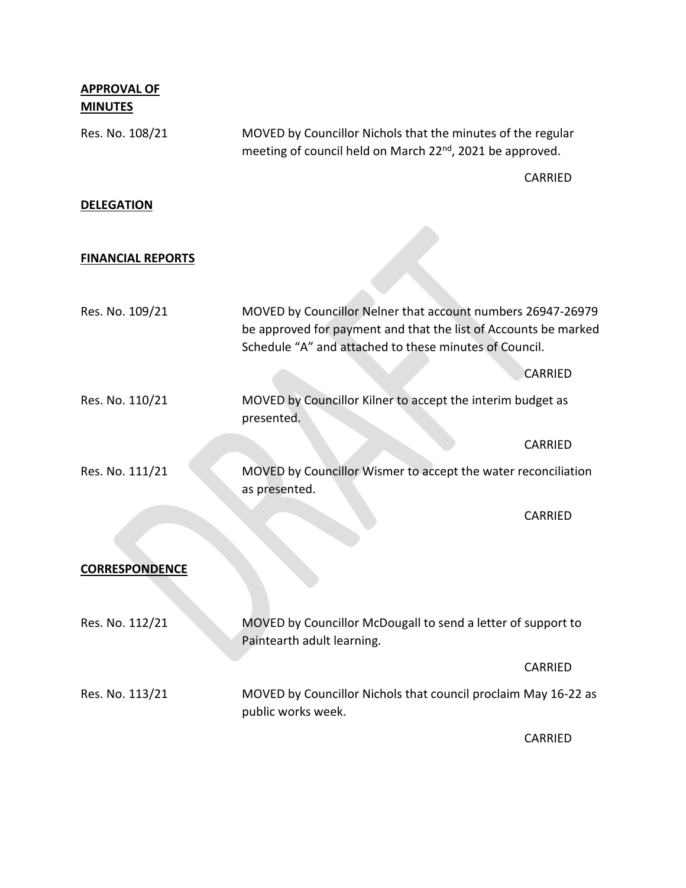**APPROVAL OF MINUTES**

Res. No. 108/21 MOVED by Councillor Nichols that the minutes of the regular meeting of council held on March 22nd, 2021 be approved.

CARRIED

**DELEGATION**

**FINANCIAL REPORTS**

Res. No. 109/21 MOVED by Councillor Nelner that account numbers 26947-26979 be approved for payment and that the list of Accounts be marked Schedule "A" and attached to these minutes of Council.

CARRIED

Res. No. 110/21 MOVED by Councillor Kilner to accept the interim budget as presented.

CARRIED

Res. No. 111/21 MOVED by Councillor Wismer to accept the water reconciliation as presented.

CARRIED

**CORRESPONDENCE**

Res. No. 112/21 MOVED by Councillor McDougall to send a letter of support to Paintearth adult learning.

CARRIED

Res. No. 113/21 MOVED by Councillor Nichols that council proclaim May 16-22 as public works week.

CARRIED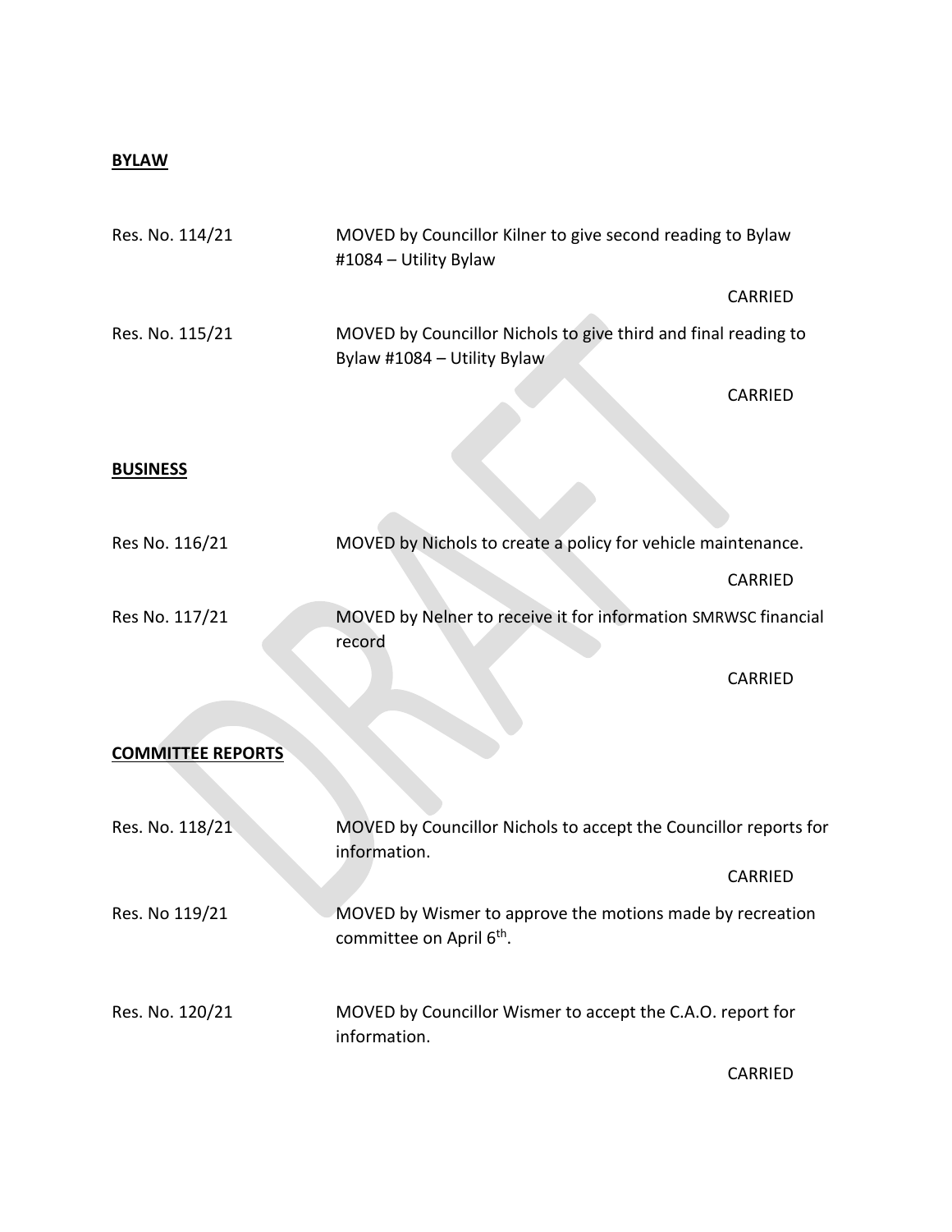**BYLAW**

Res. No. 114/21 MOVED by Councillor Kilner to give second reading to Bylaw #1084 – Utility Bylaw

CARRIED

Res. No. 115/21 MOVED by Councillor Nichols to give third and final reading to Bylaw #1084 – Utility Bylaw

CARRIED

**BUSINESS**

Res No. 116/21 MOVED by Nichols to create a policy for vehicle maintenance.

CARRIED

Res No. 117/21 MOVED by Nelner to receive it for information SMRWSC financial record

CARRIED

**COMMITTEE REPORTS**

Res. No. 118/21 MOVED by Councillor Nichols to accept the Councillor reports for information.

CARRIED

Res No 119/21 MOVED by Wismer to approve the motions made by recreation committee on April 6th.

Res. No. 120/21 MOVED by Councillor Wismer to accept the C.A.O. report for information.

CARRIED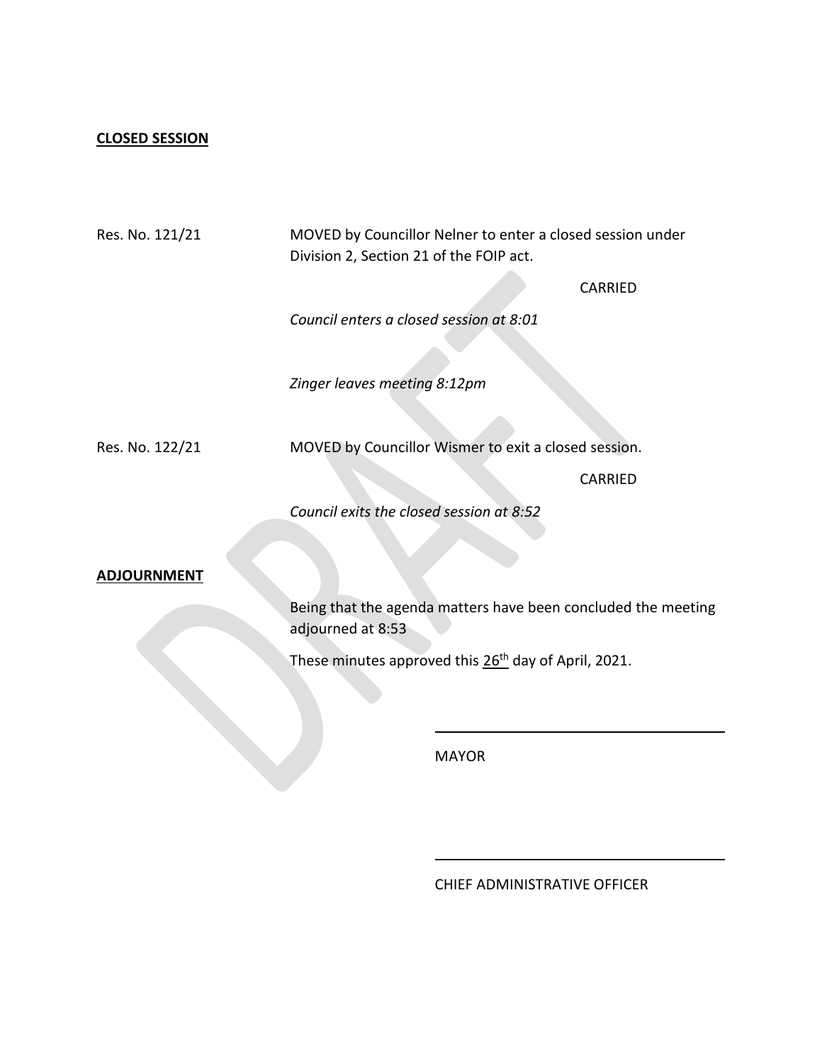**CLOSED SESSION**

Res. No. 121/21 MOVED by Councillor Nelner to enter a closed session under Division 2, Section 21 of the FOIP act.

CARRIED

*Council enters a closed session at 8:01*

*Zinger leaves meeting 8:12pm*

Res. No. 122/21 MOVED by Councillor Wismer to exit a closed session.

CARRIED

*Council exits the closed session at 8:52*

**ADJOURNMENT**

Being that the agenda matters have been concluded the meeting adjourned at 8:53

These minutes approved this 26th day of April, 2021.

MAYOR

CHIEF ADMINISTRATIVE OFFICER